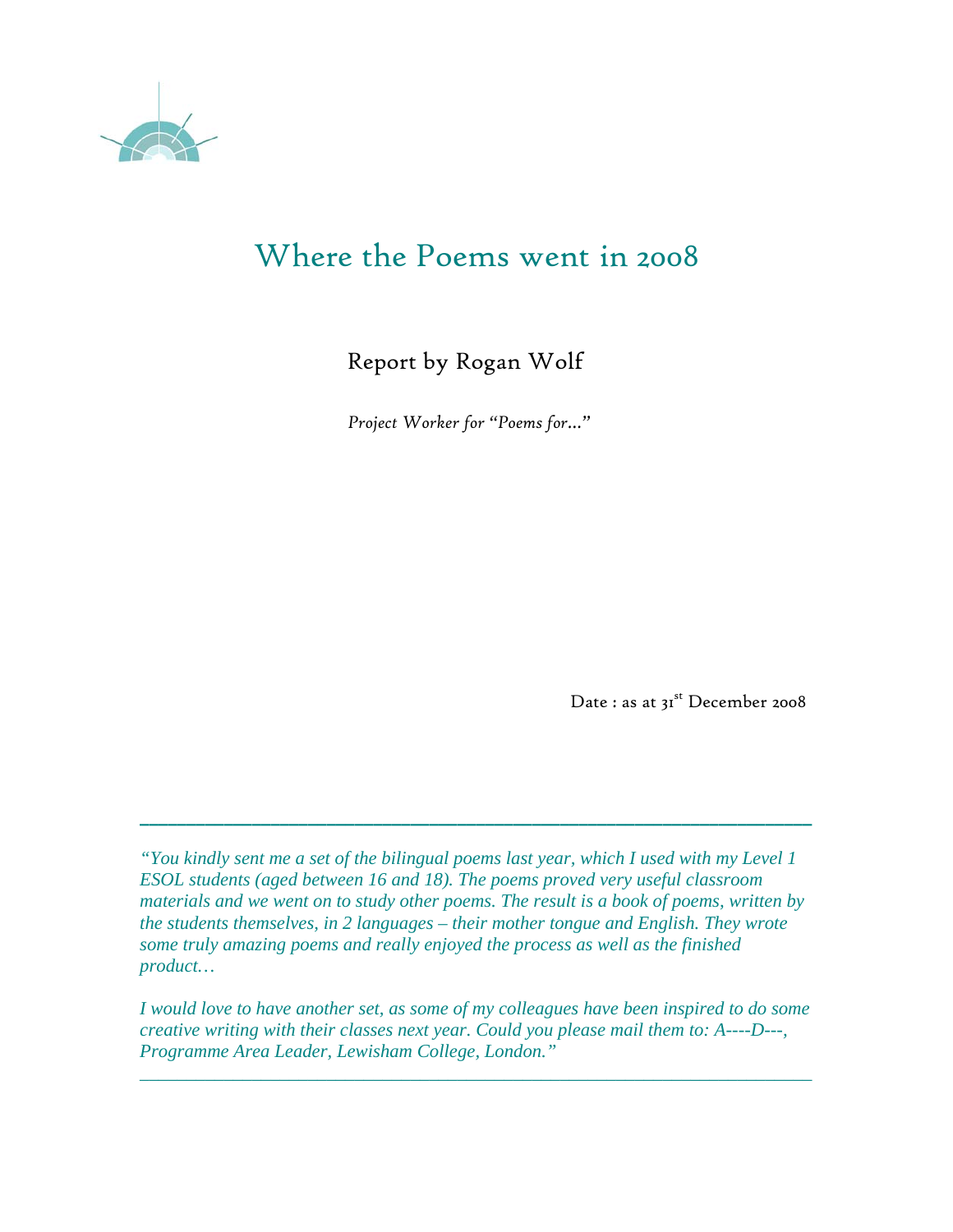# Where the Poems went in 2008

## Report by Rogan Wolf

*Project Worker for "Poems for…"*

Date : as at 31st December 2008

---

*"You kindly sent me a set of the bilingual poems last year, which I used with my Level 1 ESOL students (aged between 16 and 18). The poems proved very useful classroom materials and we went on to study other poems. The result is a book of poems, written by the students themselves, in 2 languages – their mother tongue and English. They wrote some truly amazing poems and really enjoyed the process as well as the finished product…*

*I would love to have another set, as some of my colleagues have been inspired to do some creative writing with their classes next year. Could you please mail them to: A----D---, Programme Area Leader, Lewisham College, London."*

---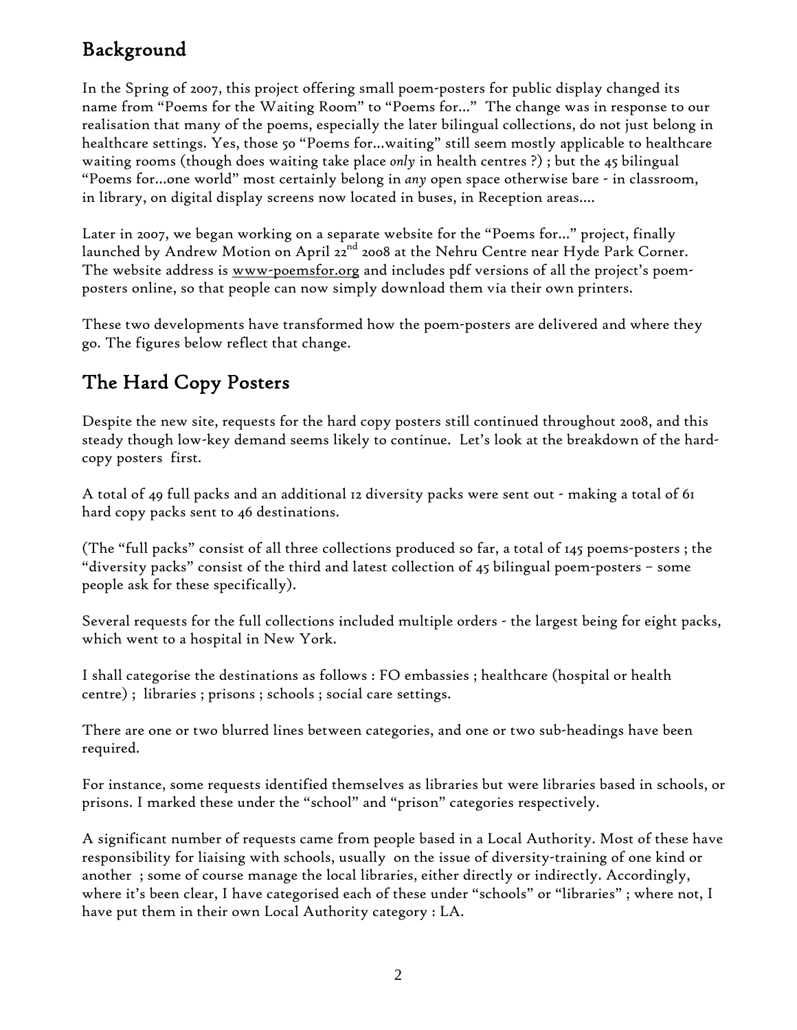## Background

In the Spring of 2007, this project offering small poem-posters for public display changed its name from "Poems for the Waiting Room" to "Poems for..." The change was in response to our realisation that many of the poems, especially the later bilingual collections, do not just belong in healthcare settings. Yes, those 50 "Poems for...waiting" still seem mostly applicable to healthcare waiting rooms (though does waiting take place *only* in health centres ?) ; but the 45 bilingual "Poems for...one world" most certainly belong in *any* open space otherwise bare - in classroom, in library, on digital display screens now located in buses, in Reception areas....

Later in 2007, we began working on a separate website for the "Poems for..." project, finally launched by Andrew Motion on April 22nd 2008 at the Nehru Centre near Hyde Park Corner. The website address is www-poemsfor.org and includes pdf versions of all the project's poem-posters online, so that people can now simply download them via their own printers.

These two developments have transformed how the poem-posters are delivered and where they go. The figures below reflect that change.

## The Hard Copy Posters

Despite the new site, requests for the hard copy posters still continued throughout 2008, and this steady though low-key demand seems likely to continue. Let's look at the breakdown of the hard-copy posters first.

A total of 49 full packs and an additional 12 diversity packs were sent out - making a total of 61 hard copy packs sent to 46 destinations.

(The "full packs" consist of all three collections produced so far, a total of 145 poems-posters ; the "diversity packs" consist of the third and latest collection of 45 bilingual poem-posters – some people ask for these specifically).

Several requests for the full collections included multiple orders - the largest being for eight packs, which went to a hospital in New York.

I shall categorise the destinations as follows : FO embassies ; healthcare (hospital or health centre) ; libraries ; prisons ; schools ; social care settings.

There are one or two blurred lines between categories, and one or two sub-headings have been required.

For instance, some requests identified themselves as libraries but were libraries based in schools, or prisons. I marked these under the "school" and "prison" categories respectively.

A significant number of requests came from people based in a Local Authority. Most of these have responsibility for liaising with schools, usually on the issue of diversity-training of one kind or another ; some of course manage the local libraries, either directly or indirectly. Accordingly, where it's been clear, I have categorised each of these under "schools" or "libraries" ; where not, I have put them in their own Local Authority category : LA.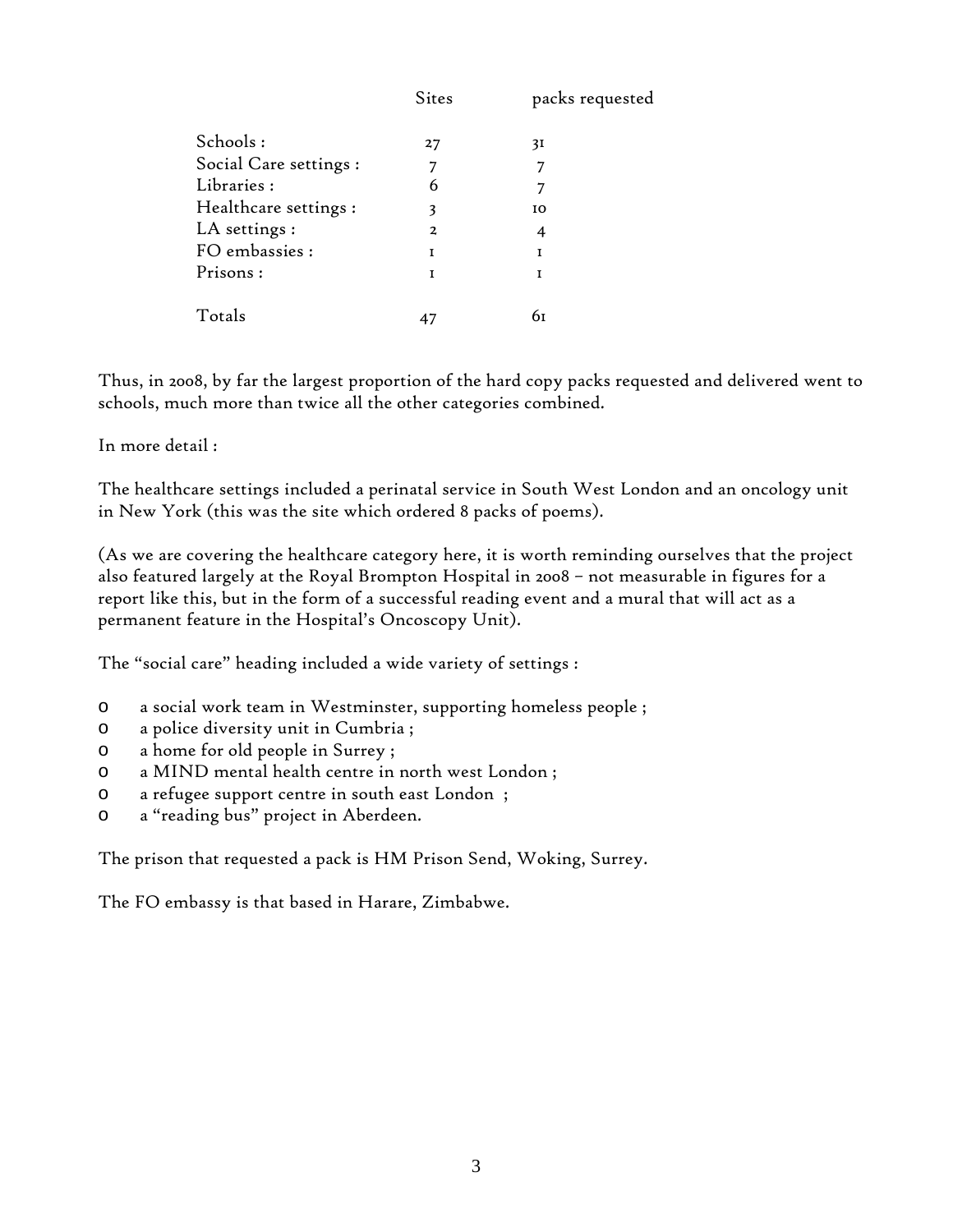| | Sites | packs requested |
| --- | --- | --- |
| Schools : | 27 | 31 |
| Social Care settings : | 7 | 7 |
| Libraries : | 6 | 7 |
| Healthcare settings : | 3 | 10 |
| LA settings : | 2 | 4 |
| FO embassies : | 1 | 1 |
| Prisons : | 1 | 1 |
| Totals | 47 | 61 |

Thus, in 2008, by far the largest proportion of the hard copy packs requested and delivered went to schools, much more than twice all the other categories combined.

In more detail :

The healthcare settings included a perinatal service in South West London and an oncology unit in New York (this was the site which ordered 8 packs of poems).

(As we are covering the healthcare category here, it is worth reminding ourselves that the project also featured largely at the Royal Brompton Hospital in 2008 – not measurable in figures for a report like this, but in the form of a successful reading event and a mural that will act as a permanent feature in the Hospital's Oncoscopy Unit).

The "social care" heading included a wide variety of settings :

- a social work team in Westminster, supporting homeless people ;
- a police diversity unit in Cumbria ;
- a home for old people in Surrey ;
- a MIND mental health centre in north west London ;
- a refugee support centre in south east London ;
- a "reading bus" project in Aberdeen.

The prison that requested a pack is HM Prison Send, Woking, Surrey.

The FO embassy is that based in Harare, Zimbabwe.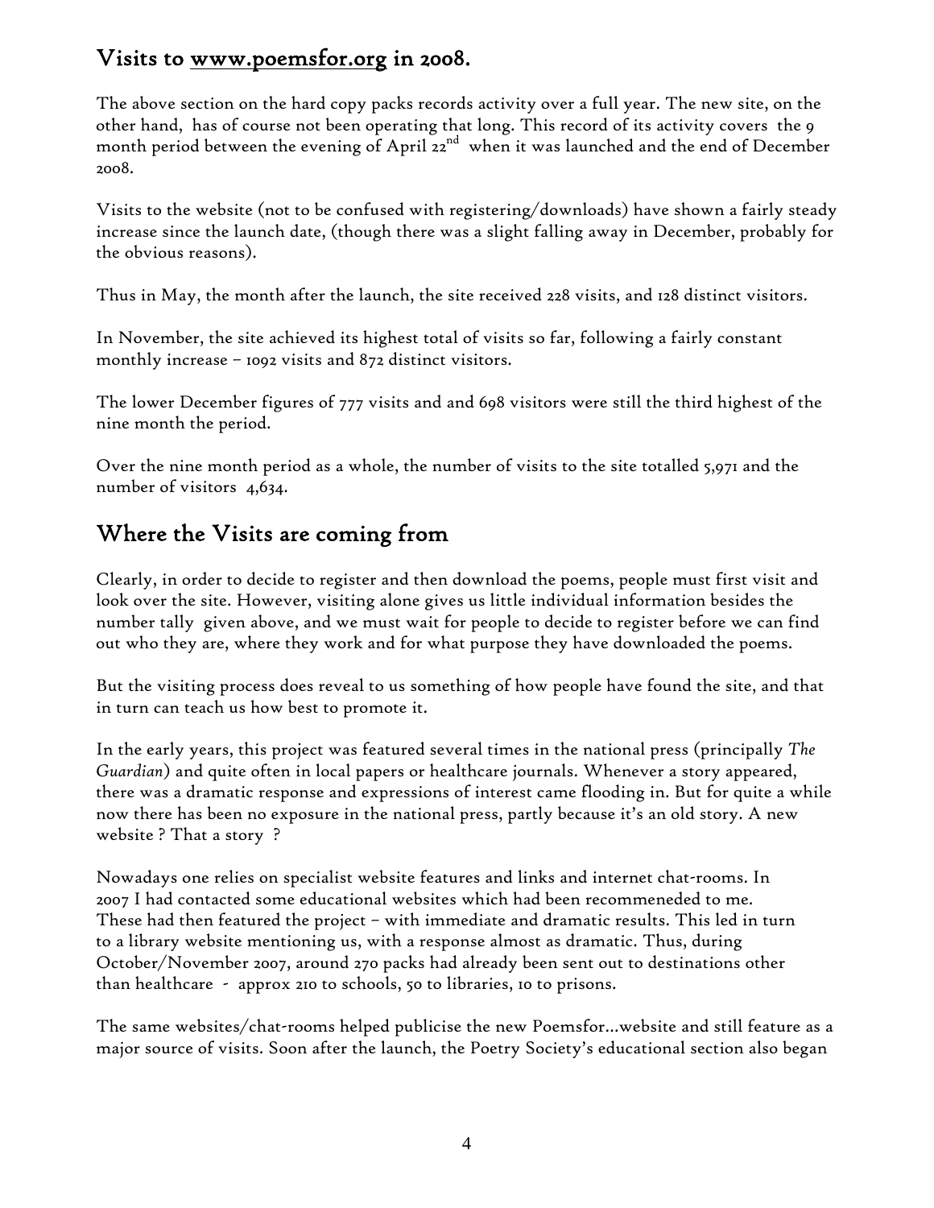## Visits to www.poemsfor.org in 2008.

The above section on the hard copy packs records activity over a full year. The new site, on the other hand, has of course not been operating that long. This record of its activity covers the 9 month period between the evening of April 22[nd] when it was launched and the end of December 2008.

Visits to the website (not to be confused with registering/downloads) have shown a fairly steady increase since the launch date, (though there was a slight falling away in December, probably for the obvious reasons).

Thus in May, the month after the launch, the site received 228 visits, and 128 distinct visitors.

In November, the site achieved its highest total of visits so far, following a fairly constant monthly increase – 1092 visits and 872 distinct visitors.

The lower December figures of 777 visits and and 698 visitors were still the third highest of the nine month the period.

Over the nine month period as a whole, the number of visits to the site totalled 5,971 and the number of visitors 4,634.

## Where the Visits are coming from

Clearly, in order to decide to register and then download the poems, people must first visit and look over the site. However, visiting alone gives us little individual information besides the number tally given above, and we must wait for people to decide to register before we can find out who they are, where they work and for what purpose they have downloaded the poems.

But the visiting process does reveal to us something of how people have found the site, and that in turn can teach us how best to promote it.

In the early years, this project was featured several times in the national press (principally *The Guardian*) and quite often in local papers or healthcare journals. Whenever a story appeared, there was a dramatic response and expressions of interest came flooding in. But for quite a while now there has been no exposure in the national press, partly because it's an old story. A new website ? That a story ?

Nowadays one relies on specialist website features and links and internet chat-rooms. In 2007 I had contacted some educational websites which had been recommeneded to me. These had then featured the project – with immediate and dramatic results. This led in turn to a library website mentioning us, with a response almost as dramatic. Thus, during October/November 2007, around 270 packs had already been sent out to destinations other than healthcare - approx 210 to schools, 50 to libraries, 10 to prisons.

The same websites/chat-rooms helped publicise the new Poemsfor...website and still feature as a major source of visits. Soon after the launch, the Poetry Society's educational section also began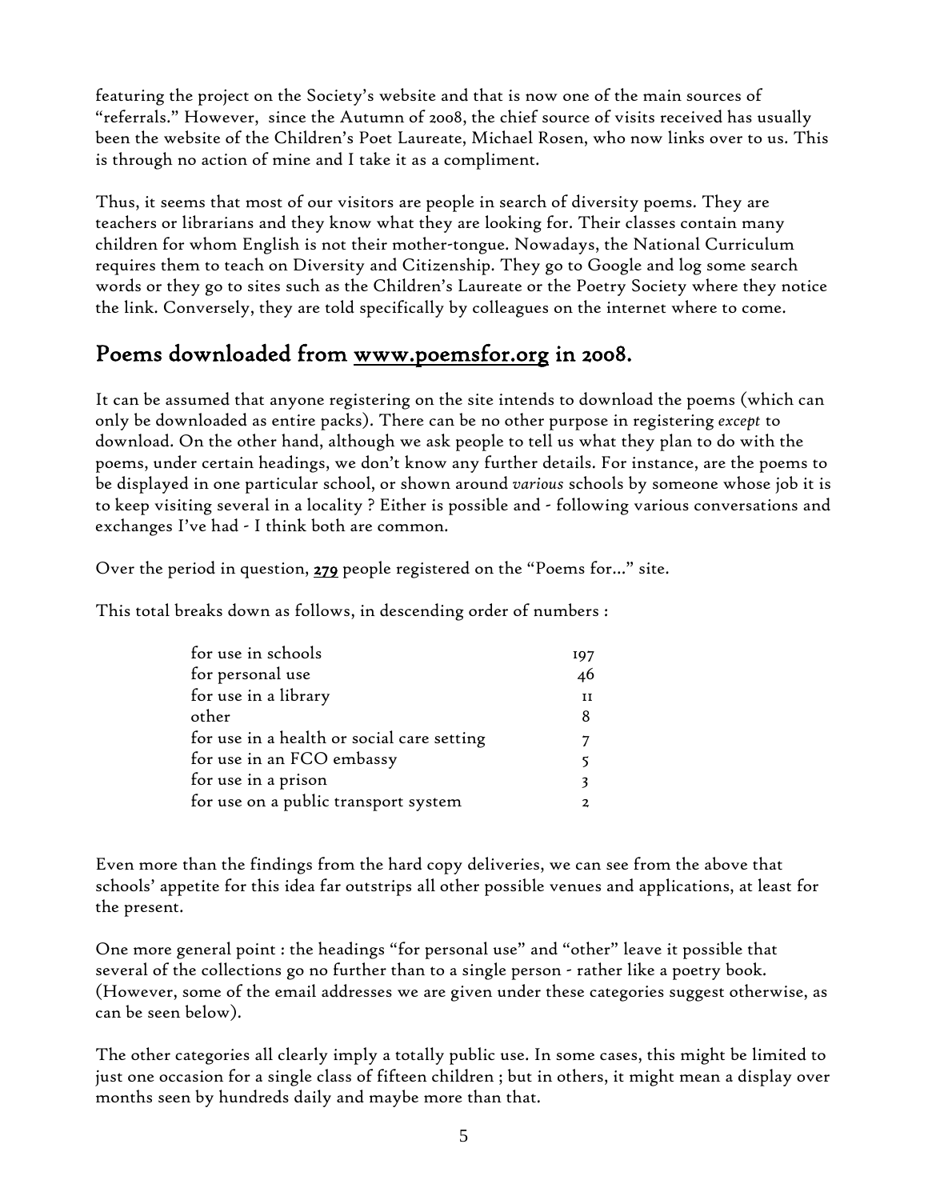featuring the project on the Society's website and that is now one of the main sources of "referrals." However, since the Autumn of 2008, the chief source of visits received has usually been the website of the Children's Poet Laureate, Michael Rosen, who now links over to us. This is through no action of mine and I take it as a compliment.

Thus, it seems that most of our visitors are people in search of diversity poems. They are teachers or librarians and they know what they are looking for. Their classes contain many children for whom English is not their mother-tongue. Nowadays, the National Curriculum requires them to teach on Diversity and Citizenship. They go to Google and log some search words or they go to sites such as the Children's Laureate or the Poetry Society where they notice the link. Conversely, they are told specifically by colleagues on the internet where to come.

## Poems downloaded from www.poemsfor.org in 2008.

It can be assumed that anyone registering on the site intends to download the poems (which can only be downloaded as entire packs). There can be no other purpose in registering *except* to download. On the other hand, although we ask people to tell us what they plan to do with the poems, under certain headings, we don't know any further details. For instance, are the poems to be displayed in one particular school, or shown around *various* schools by someone whose job it is to keep visiting several in a locality ? Either is possible and - following various conversations and exchanges I've had - I think both are common.

Over the period in question, **279** people registered on the "Poems for..." site.

This total breaks down as follows, in descending order of numbers :

| | |
|---|---|
| for use in schools | 197 |
| for personal use | 46 |
| for use in a library | 11 |
| other | 8 |
| for use in a health or social care setting | 7 |
| for use in an FCO embassy | 5 |
| for use in a prison | 3 |
| for use on a public transport system | 2 |

Even more than the findings from the hard copy deliveries, we can see from the above that schools' appetite for this idea far outstrips all other possible venues and applications, at least for the present.

One more general point : the headings "for personal use" and "other" leave it possible that several of the collections go no further than to a single person - rather like a poetry book. (However, some of the email addresses we are given under these categories suggest otherwise, as can be seen below).

The other categories all clearly imply a totally public use. In some cases, this might be limited to just one occasion for a single class of fifteen children ; but in others, it might mean a display over months seen by hundreds daily and maybe more than that.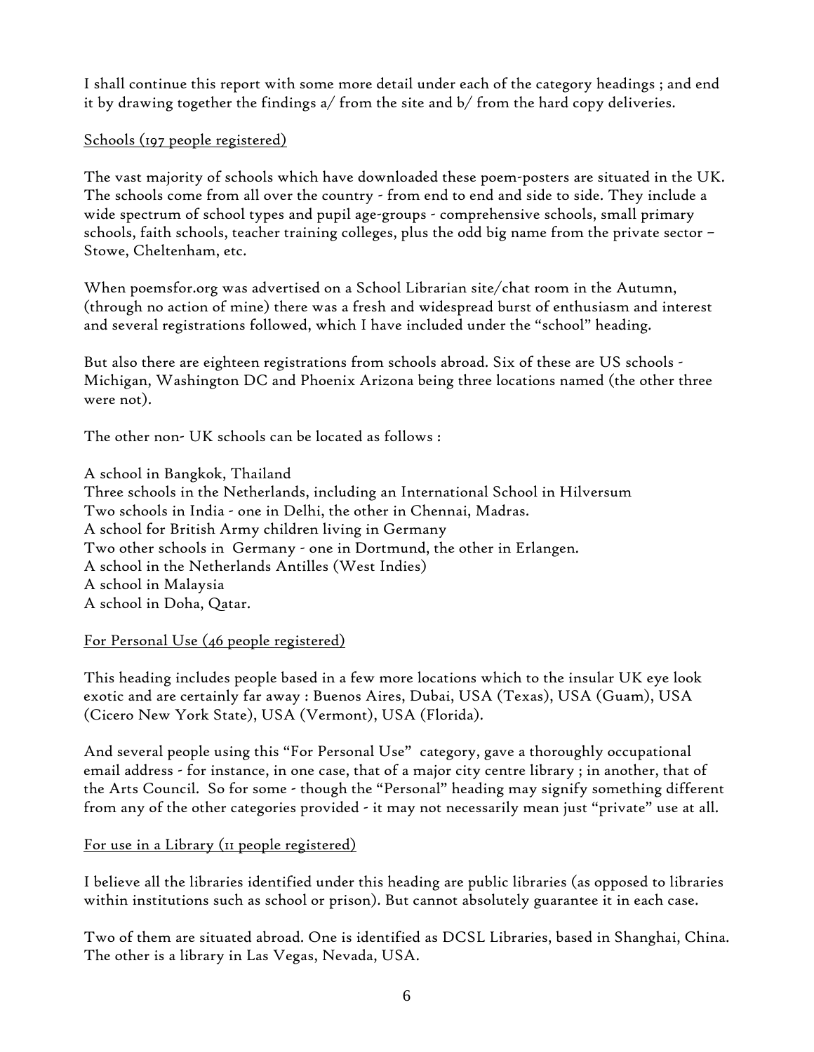I shall continue this report with some more detail under each of the category headings ; and end it by drawing together the findings a/ from the site and b/ from the hard copy deliveries.

<u>Schools (197 people registered)</u>

The vast majority of schools which have downloaded these poem-posters are situated in the UK. The schools come from all over the country - from end to end and side to side. They include a wide spectrum of school types and pupil age-groups - comprehensive schools, small primary schools, faith schools, teacher training colleges, plus the odd big name from the private sector – Stowe, Cheltenham, etc.

When poemsfor.org was advertised on a School Librarian site/chat room in the Autumn, (through no action of mine) there was a fresh and widespread burst of enthusiasm and interest and several registrations followed, which I have included under the "school" heading.

But also there are eighteen registrations from schools abroad. Six of these are US schools - Michigan, Washington DC and Phoenix Arizona being three locations named (the other three were not).

The other non- UK schools can be located as follows :

A school in Bangkok, Thailand
Three schools in the Netherlands, including an International School in Hilversum
Two schools in India - one in Delhi, the other in Chennai, Madras.
A school for British Army children living in Germany
Two other schools in Germany - one in Dortmund, the other in Erlangen.
A school in the Netherlands Antilles (West Indies)
A school in Malaysia
A school in Doha, Qatar.

<u>For Personal Use (46 people registered)</u>

This heading includes people based in a few more locations which to the insular UK eye look exotic and are certainly far away : Buenos Aires, Dubai, USA (Texas), USA (Guam), USA (Cicero New York State), USA (Vermont), USA (Florida).

And several people using this "For Personal Use" category, gave a thoroughly occupational email address - for instance, in one case, that of a major city centre library ; in another, that of the Arts Council. So for some - though the "Personal" heading may signify something different from any of the other categories provided - it may not necessarily mean just "private" use at all.

<u>For use in a Library (11 people registered)</u>

I believe all the libraries identified under this heading are public libraries (as opposed to libraries within institutions such as school or prison). But cannot absolutely guarantee it in each case.

Two of them are situated abroad. One is identified as DCSL Libraries, based in Shanghai, China. The other is a library in Las Vegas, Nevada, USA.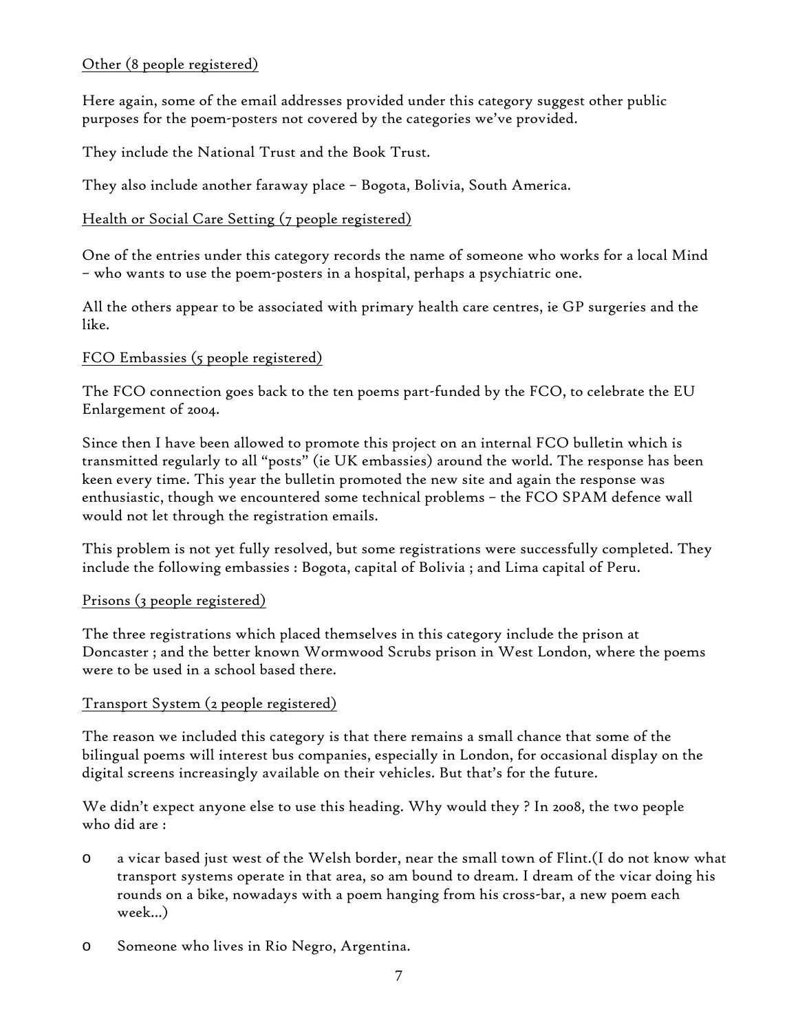<u>Other (8 people registered)</u>

Here again, some of the email addresses provided under this category suggest other public purposes for the poem-posters not covered by the categories we've provided.

They include the National Trust and the Book Trust.

They also include another faraway place – Bogota, Bolivia, South America.

<u>Health or Social Care Setting (7 people registered)</u>

One of the entries under this category records the name of someone who works for a local Mind – who wants to use the poem-posters in a hospital, perhaps a psychiatric one.

All the others appear to be associated with primary health care centres, ie GP surgeries and the like.

<u>FCO Embassies (5 people registered)</u>

The FCO connection goes back to the ten poems part-funded by the FCO, to celebrate the EU Enlargement of 2004.

Since then I have been allowed to promote this project on an internal FCO bulletin which is transmitted regularly to all "posts" (ie UK embassies) around the world. The response has been keen every time. This year the bulletin promoted the new site and again the response was enthusiastic, though we encountered some technical problems – the FCO SPAM defence wall would not let through the registration emails.

This problem is not yet fully resolved, but some registrations were successfully completed. They include the following embassies : Bogota, capital of Bolivia ; and Lima capital of Peru.

<u>Prisons (3 people registered)</u>

The three registrations which placed themselves in this category include the prison at Doncaster ; and the better known Wormwood Scrubs prison in West London, where the poems were to be used in a school based there.

<u>Transport System (2 people registered)</u>

The reason we included this category is that there remains a small chance that some of the bilingual poems will interest bus companies, especially in London, for occasional display on the digital screens increasingly available on their vehicles. But that's for the future.

We didn't expect anyone else to use this heading. Why would they ? In 2008, the two people who did are :

- a vicar based just west of the Welsh border, near the small town of Flint.(I do not know what transport systems operate in that area, so am bound to dream. I dream of the vicar doing his rounds on a bike, nowadays with a poem hanging from his cross-bar, a new poem each week...)
- Someone who lives in Rio Negro, Argentina.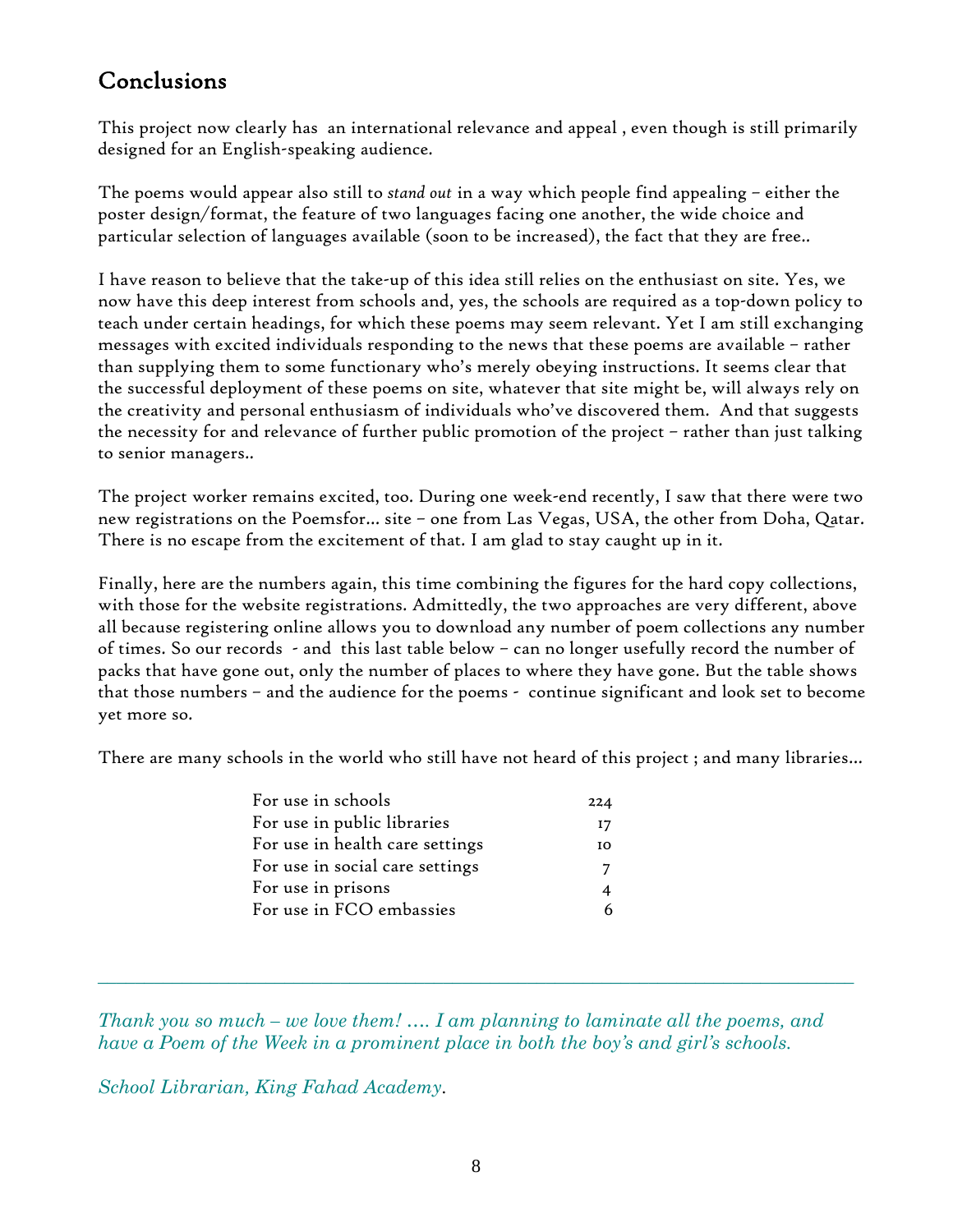## Conclusions

This project now clearly has an international relevance and appeal , even though is still primarily designed for an English-speaking audience.

The poems would appear also still to *stand out* in a way which people find appealing – either the poster design/format, the feature of two languages facing one another, the wide choice and particular selection of languages available (soon to be increased), the fact that they are free..

I have reason to believe that the take-up of this idea still relies on the enthusiast on site. Yes, we now have this deep interest from schools and, yes, the schools are required as a top-down policy to teach under certain headings, for which these poems may seem relevant. Yet I am still exchanging messages with excited individuals responding to the news that these poems are available – rather than supplying them to some functionary who's merely obeying instructions. It seems clear that the successful deployment of these poems on site, whatever that site might be, will always rely on the creativity and personal enthusiasm of individuals who've discovered them. And that suggests the necessity for and relevance of further public promotion of the project – rather than just talking to senior managers..

The project worker remains excited, too. During one week-end recently, I saw that there were two new registrations on the Poemsfor... site – one from Las Vegas, USA, the other from Doha, Qatar. There is no escape from the excitement of that. I am glad to stay caught up in it.

Finally, here are the numbers again, this time combining the figures for the hard copy collections, with those for the website registrations. Admittedly, the two approaches are very different, above all because registering online allows you to download any number of poem collections any number of times. So our records - and this last table below – can no longer usefully record the number of packs that have gone out, only the number of places to where they have gone. But the table shows that those numbers – and the audience for the poems - continue significant and look set to become yet more so.

There are many schools in the world who still have not heard of this project ; and many libraries...

| | |
|---|---|
| For use in schools | 224 |
| For use in public libraries | 17 |
| For use in health care settings | 10 |
| For use in social care settings | 7 |
| For use in prisons | 4 |
| For use in FCO embassies | 6 |

---

*Thank you so much – we love them! …. I am planning to laminate all the poems, and have a Poem of the Week in a prominent place in both the boy's and girl's schools.*

*School Librarian, King Fahad Academy.*